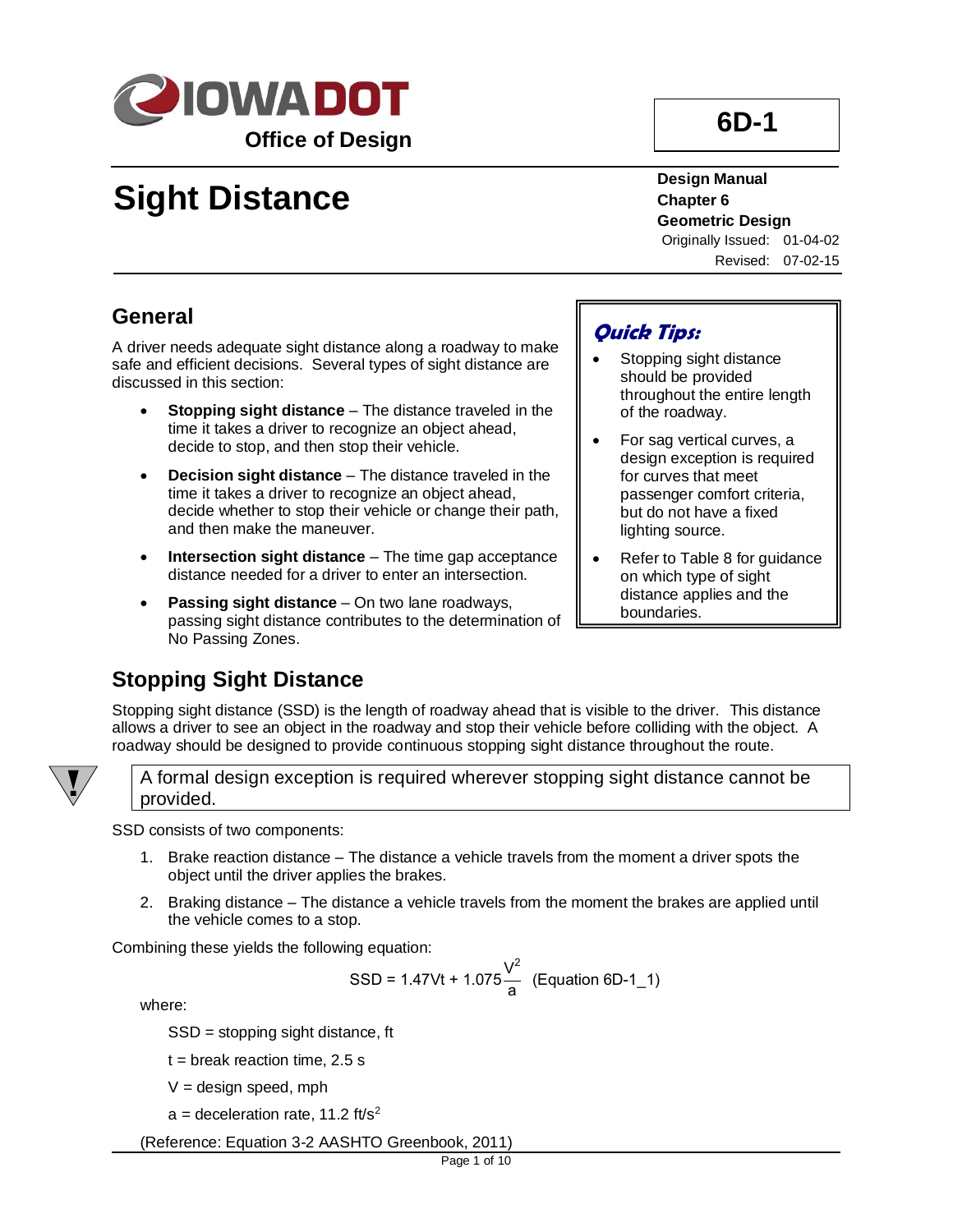IOWA DOT

Office of Design

**6D-1**

# Sight Distance

**Design Manual**
**Chapter 6**
**Geometric Design**
Originally Issued: 01-04-02
Revised: 07-02-15

## General

A driver needs adequate sight distance along a roadway to make safe and efficient decisions. Several types of sight distance are discussed in this section:

- **Stopping sight distance** – The distance traveled in the time it takes a driver to recognize an object ahead, decide to stop, and then stop their vehicle.
- **Decision sight distance** – The distance traveled in the time it takes a driver to recognize an object ahead, decide whether to stop their vehicle or change their path, and then make the maneuver.
- **Intersection sight distance** – The time gap acceptance distance needed for a driver to enter an intersection.
- **Passing sight distance** – On two lane roadways, passing sight distance contributes to the determination of No Passing Zones.

***Quick Tips:***

- Stopping sight distance should be provided throughout the entire length of the roadway.
- For sag vertical curves, a design exception is required for curves that meet passenger comfort criteria, but do not have a fixed lighting source.
- Refer to Table 8 for guidance on which type of sight distance applies and the boundaries.

## Stopping Sight Distance

Stopping sight distance (SSD) is the length of roadway ahead that is visible to the driver. This distance allows a driver to see an object in the roadway and stop their vehicle before colliding with the object. A roadway should be designed to provide continuous stopping sight distance throughout the route.

A formal design exception is required wherever stopping sight distance cannot be provided.

SSD consists of two components:

1. Brake reaction distance – The distance a vehicle travels from the moment a driver spots the object until the driver applies the brakes.
2. Braking distance – The distance a vehicle travels from the moment the brakes are applied until the vehicle comes to a stop.

Combining these yields the following equation:

$$SSD = 1.47Vt + 1.075\frac{V^2}{a} \quad \text{(Equation 6D-1\_1)}$$

where:

SSD = stopping sight distance, ft

t = break reaction time, 2.5 s

V = design speed, mph

a = deceleration rate, 11.2 ft/s$^2$

(Reference: Equation 3-2 AASHTO Greenbook, 2011)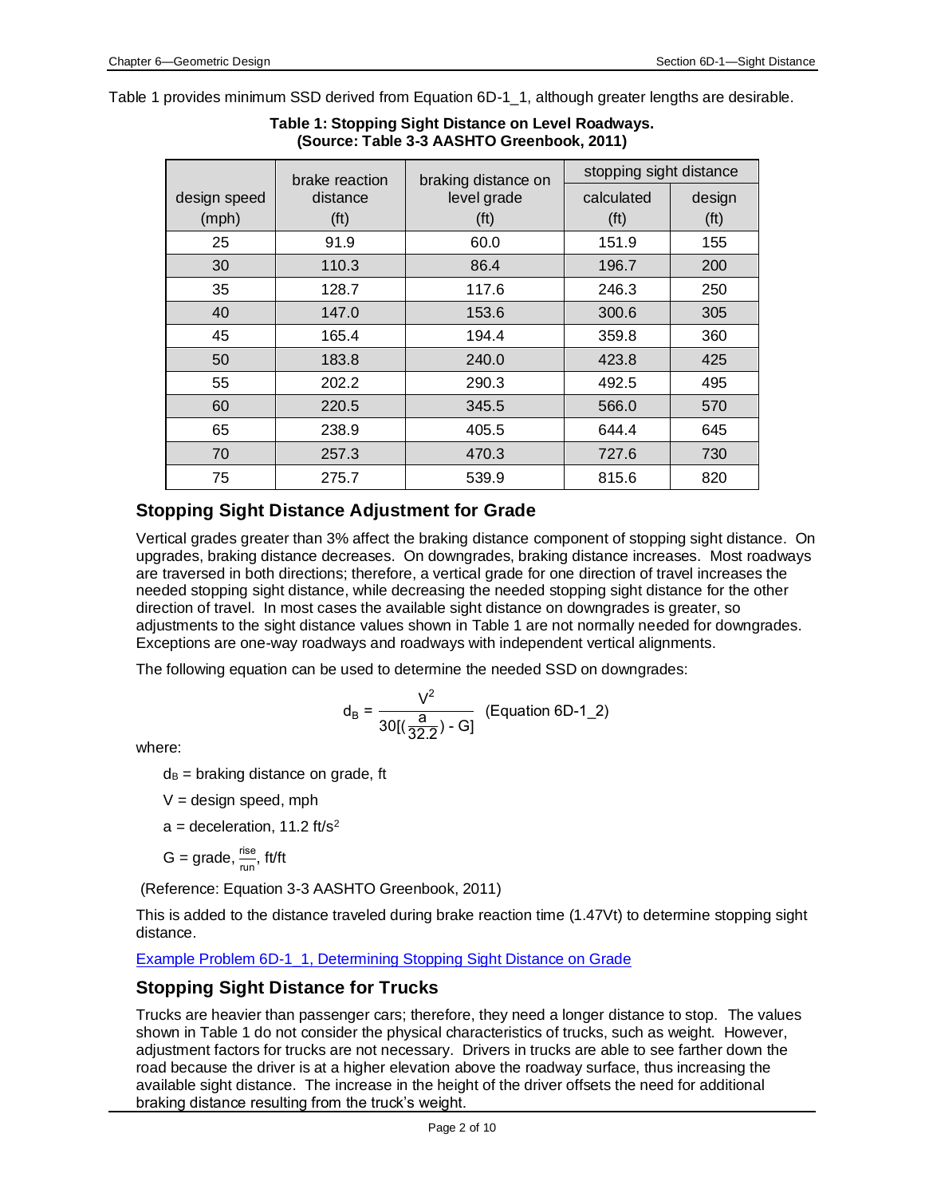Table 1 provides minimum SSD derived from Equation 6D-1_1, although greater lengths are desirable.

**Table 1: Stopping Sight Distance on Level Roadways.**
**(Source: Table 3-3 AASHTO Greenbook, 2011)**

| design speed (mph) | brake reaction distance (ft) | braking distance on level grade (ft) | stopping sight distance | |
|---|---|---|---|---|
| | | | calculated (ft) | design (ft) |
| 25 | 91.9 | 60.0 | 151.9 | 155 |
| 30 | 110.3 | 86.4 | 196.7 | 200 |
| 35 | 128.7 | 117.6 | 246.3 | 250 |
| 40 | 147.0 | 153.6 | 300.6 | 305 |
| 45 | 165.4 | 194.4 | 359.8 | 360 |
| 50 | 183.8 | 240.0 | 423.8 | 425 |
| 55 | 202.2 | 290.3 | 492.5 | 495 |
| 60 | 220.5 | 345.5 | 566.0 | 570 |
| 65 | 238.9 | 405.5 | 644.4 | 645 |
| 70 | 257.3 | 470.3 | 727.6 | 730 |
| 75 | 275.7 | 539.9 | 815.6 | 820 |

## Stopping Sight Distance Adjustment for Grade

Vertical grades greater than 3% affect the braking distance component of stopping sight distance. On upgrades, braking distance decreases. On downgrades, braking distance increases. Most roadways are traversed in both directions; therefore, a vertical grade for one direction of travel increases the needed stopping sight distance, while decreasing the needed stopping sight distance for the other direction of travel. In most cases the available sight distance on downgrades is greater, so adjustments to the sight distance values shown in Table 1 are not normally needed for downgrades. Exceptions are one-way roadways and roadways with independent vertical alignments.

The following equation can be used to determine the needed SSD on downgrades:

$$d_B = \frac{V^2}{30[(\frac{a}{32.2}) - G]} \quad \text{(Equation 6D-1\_2)}$$

where:

$d_B$ = braking distance on grade, ft

$V$ = design speed, mph

$a$ = deceleration, 11.2 ft/s$^2$

$G$ = grade, $\frac{\text{rise}}{\text{run}}$, ft/ft

(Reference: Equation 3-3 AASHTO Greenbook, 2011)

This is added to the distance traveled during brake reaction time (1.47Vt) to determine stopping sight distance.

Example Problem 6D-1_1, Determining Stopping Sight Distance on Grade

## Stopping Sight Distance for Trucks

Trucks are heavier than passenger cars; therefore, they need a longer distance to stop. The values shown in Table 1 do not consider the physical characteristics of trucks, such as weight. However, adjustment factors for trucks are not necessary. Drivers in trucks are able to see farther down the road because the driver is at a higher elevation above the roadway surface, thus increasing the available sight distance. The increase in the height of the driver offsets the need for additional braking distance resulting from the truck's weight.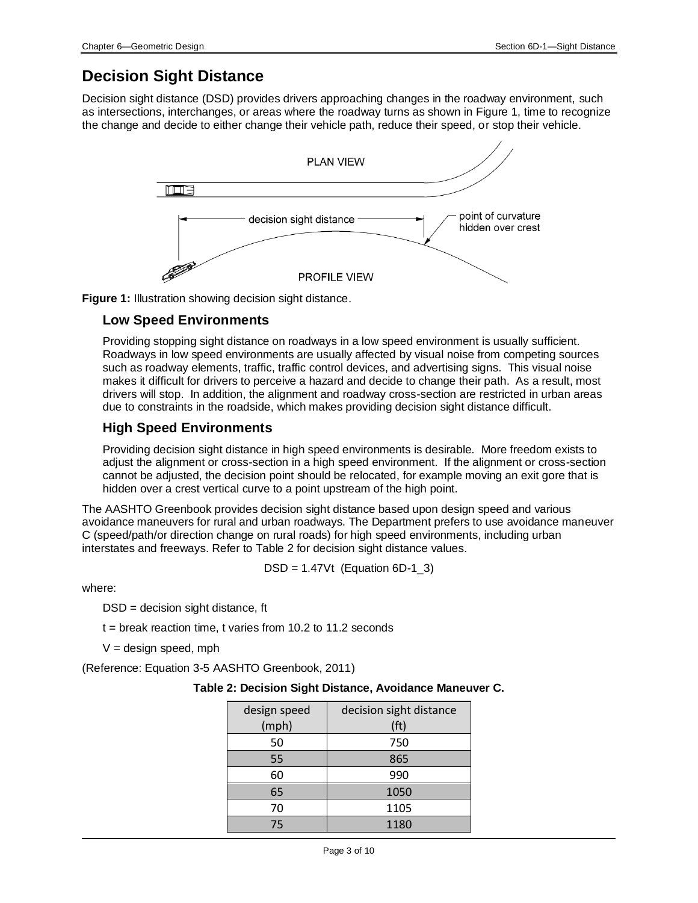## Decision Sight Distance

Decision sight distance (DSD) provides drivers approaching changes in the roadway environment, such as intersections, interchanges, or areas where the roadway turns as shown in Figure 1, time to recognize the change and decide to either change their vehicle path, reduce their speed, or stop their vehicle.

**Figure 1:** Illustration showing decision sight distance.

### Low Speed Environments

Providing stopping sight distance on roadways in a low speed environment is usually sufficient. Roadways in low speed environments are usually affected by visual noise from competing sources such as roadway elements, traffic, traffic control devices, and advertising signs. This visual noise makes it difficult for drivers to perceive a hazard and decide to change their path. As a result, most drivers will stop. In addition, the alignment and roadway cross-section are restricted in urban areas due to constraints in the roadside, which makes providing decision sight distance difficult.

### High Speed Environments

Providing decision sight distance in high speed environments is desirable. More freedom exists to adjust the alignment or cross-section in a high speed environment. If the alignment or cross-section cannot be adjusted, the decision point should be relocated, for example moving an exit gore that is hidden over a crest vertical curve to a point upstream of the high point.

The AASHTO Greenbook provides decision sight distance based upon design speed and various avoidance maneuvers for rural and urban roadways. The Department prefers to use avoidance maneuver C (speed/path/or direction change on rural roads) for high speed environments, including urban interstates and freeways. Refer to Table 2 for decision sight distance values.

$$DSD = 1.47Vt \quad \text{(Equation 6D-1\_3)}$$

where:

$DSD$ = decision sight distance, ft

$t$ = break reaction time, $t$ varies from 10.2 to 11.2 seconds

$V$ = design speed, mph

(Reference: Equation 3-5 AASHTO Greenbook, 2011)

**Table 2: Decision Sight Distance, Avoidance Maneuver C.**

| design speed (mph) | decision sight distance (ft) |
|---|---|
| 50 | 750 |
| 55 | 865 |
| 60 | 990 |
| 65 | 1050 |
| 70 | 1105 |
| 75 | 1180 |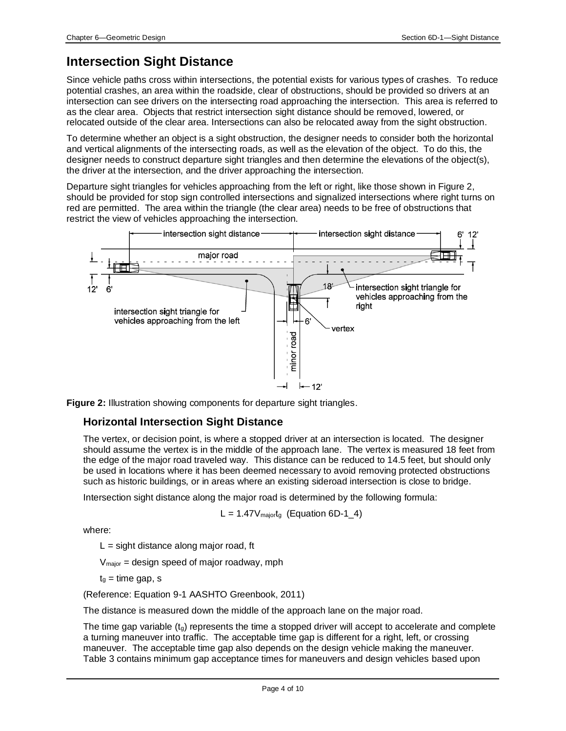## Intersection Sight Distance

Since vehicle paths cross within intersections, the potential exists for various types of crashes. To reduce potential crashes, an area within the roadside, clear of obstructions, should be provided so drivers at an intersection can see drivers on the intersecting road approaching the intersection. This area is referred to as the clear area. Objects that restrict intersection sight distance should be removed, lowered, or relocated outside of the clear area. Intersections can also be relocated away from the sight obstruction.

To determine whether an object is a sight obstruction, the designer needs to consider both the horizontal and vertical alignments of the intersecting roads, as well as the elevation of the object. To do this, the designer needs to construct departure sight triangles and then determine the elevations of the object(s), the driver at the intersection, and the driver approaching the intersection.

Departure sight triangles for vehicles approaching from the left or right, like those shown in Figure 2, should be provided for stop sign controlled intersections and signalized intersections where right turns on red are permitted. The area within the triangle (the clear area) needs to be free of obstructions that restrict the view of vehicles approaching the intersection.

**Figure 2:** Illustration showing components for departure sight triangles.

### Horizontal Intersection Sight Distance

The vertex, or decision point, is where a stopped driver at an intersection is located. The designer should assume the vertex is in the middle of the approach lane. The vertex is measured 18 feet from the edge of the major road traveled way. This distance can be reduced to 14.5 feet, but should only be used in locations where it has been deemed necessary to avoid removing protected obstructions such as historic buildings, or in areas where an existing sideroad intersection is close to bridge.

Intersection sight distance along the major road is determined by the following formula:

$$L = 1.47V_{major}t_g \quad \text{(Equation 6D-1\_4)}$$

where:

$L$ = sight distance along major road, ft

$V_{major}$ = design speed of major roadway, mph

$t_g$ = time gap, s

(Reference: Equation 9-1 AASHTO Greenbook, 2011)

The distance is measured down the middle of the approach lane on the major road.

The time gap variable ($t_g$) represents the time a stopped driver will accept to accelerate and complete a turning maneuver into traffic. The acceptable time gap is different for a right, left, or crossing maneuver. The acceptable time gap also depends on the design vehicle making the maneuver. Table 3 contains minimum gap acceptance times for maneuvers and design vehicles based upon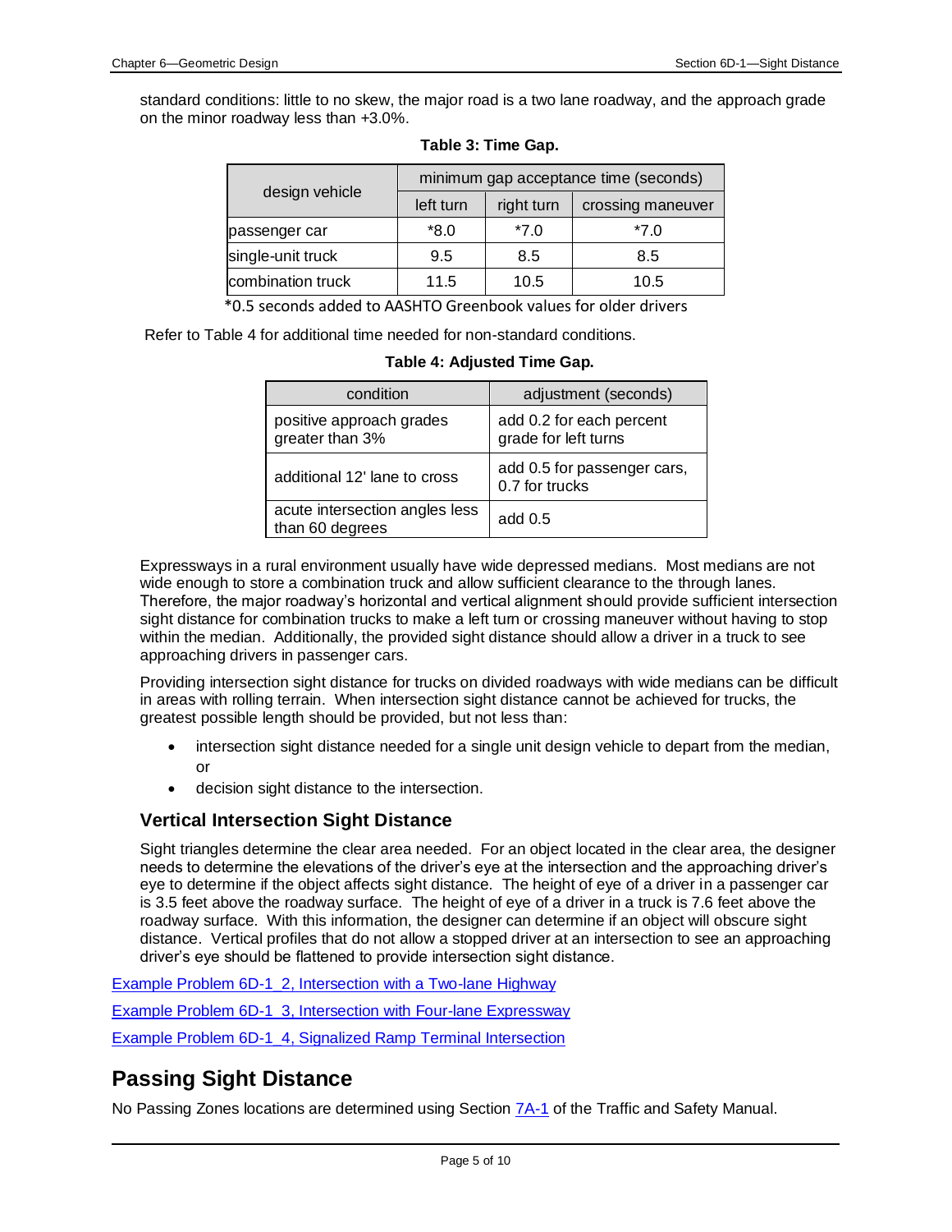standard conditions: little to no skew, the major road is a two lane roadway, and the approach grade on the minor roadway less than +3.0%.

**Table 3: Time Gap.**

| design vehicle | minimum gap acceptance time (seconds) | | |
|---|---|---|---|
| | left turn | right turn | crossing maneuver |
| passenger car | *8.0 | *7.0 | *7.0 |
| single-unit truck | 9.5 | 8.5 | 8.5 |
| combination truck | 11.5 | 10.5 | 10.5 |

*0.5 seconds added to AASHTO Greenbook values for older drivers

Refer to Table 4 for additional time needed for non-standard conditions.

**Table 4: Adjusted Time Gap.**

| condition | adjustment (seconds) |
|---|---|
| positive approach grades greater than 3% | add 0.2 for each percent grade for left turns |
| additional 12' lane to cross | add 0.5 for passenger cars, 0.7 for trucks |
| acute intersection angles less than 60 degrees | add 0.5 |

Expressways in a rural environment usually have wide depressed medians. Most medians are not wide enough to store a combination truck and allow sufficient clearance to the through lanes. Therefore, the major roadway's horizontal and vertical alignment should provide sufficient intersection sight distance for combination trucks to make a left turn or crossing maneuver without having to stop within the median. Additionally, the provided sight distance should allow a driver in a truck to see approaching drivers in passenger cars.

Providing intersection sight distance for trucks on divided roadways with wide medians can be difficult in areas with rolling terrain. When intersection sight distance cannot be achieved for trucks, the greatest possible length should be provided, but not less than:

- intersection sight distance needed for a single unit design vehicle to depart from the median, or
- decision sight distance to the intersection.

### Vertical Intersection Sight Distance

Sight triangles determine the clear area needed. For an object located in the clear area, the designer needs to determine the elevations of the driver's eye at the intersection and the approaching driver's eye to determine if the object affects sight distance. The height of eye of a driver in a passenger car is 3.5 feet above the roadway surface. The height of eye of a driver in a truck is 7.6 feet above the roadway surface. With this information, the designer can determine if an object will obscure sight distance. Vertical profiles that do not allow a stopped driver at an intersection to see an approaching driver's eye should be flattened to provide intersection sight distance.

Example Problem 6D-1_2, Intersection with a Two-lane Highway

Example Problem 6D-1_3, Intersection with Four-lane Expressway

Example Problem 6D-1_4, Signalized Ramp Terminal Intersection

## Passing Sight Distance

No Passing Zones locations are determined using Section 7A-1 of the Traffic and Safety Manual.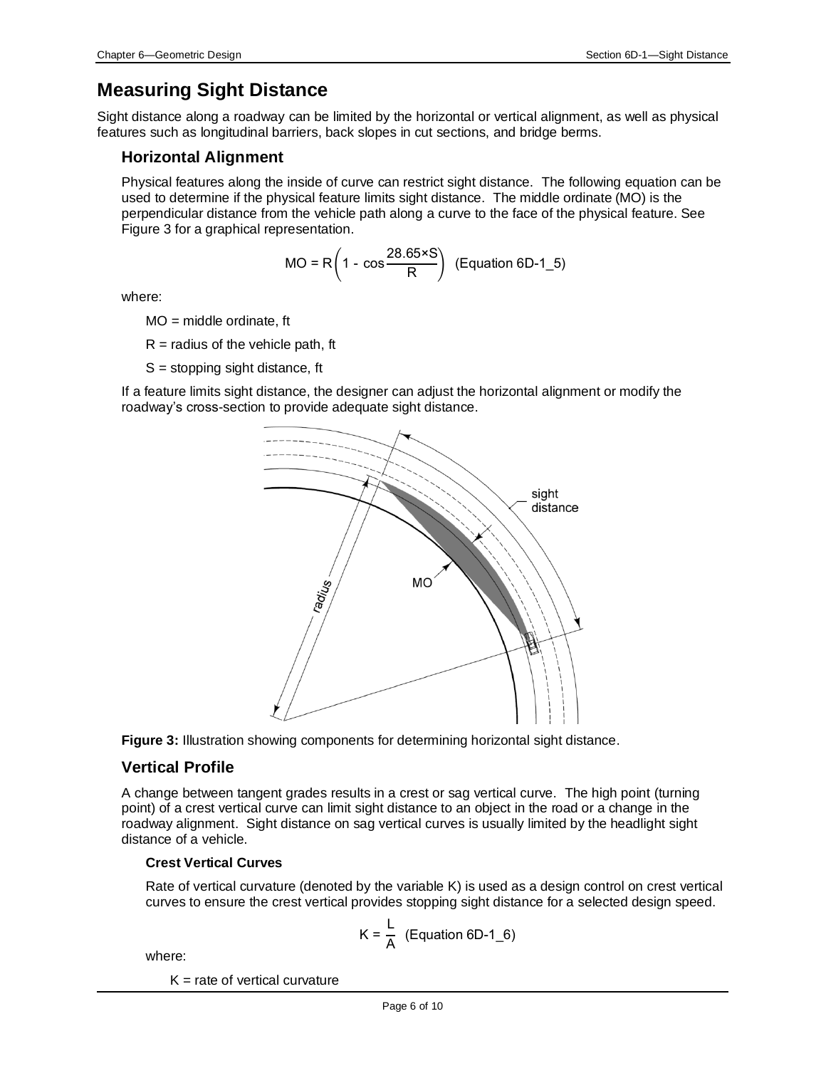# Measuring Sight Distance

Sight distance along a roadway can be limited by the horizontal or vertical alignment, as well as physical features such as longitudinal barriers, back slopes in cut sections, and bridge berms.

## Horizontal Alignment

Physical features along the inside of curve can restrict sight distance. The following equation can be used to determine if the physical feature limits sight distance. The middle ordinate (MO) is the perpendicular distance from the vehicle path along a curve to the face of the physical feature. See Figure 3 for a graphical representation.

$$MO = R\left(1 - \cos\frac{28.65 \times S}{R}\right) \quad \text{(Equation 6D-1\_5)}$$

where:

MO = middle ordinate, ft

R = radius of the vehicle path, ft

S = stopping sight distance, ft

If a feature limits sight distance, the designer can adjust the horizontal alignment or modify the roadway's cross-section to provide adequate sight distance.

**Figure 3:** Illustration showing components for determining horizontal sight distance.

## Vertical Profile

A change between tangent grades results in a crest or sag vertical curve. The high point (turning point) of a crest vertical curve can limit sight distance to an object in the road or a change in the roadway alignment. Sight distance on sag vertical curves is usually limited by the headlight sight distance of a vehicle.

### Crest Vertical Curves

Rate of vertical curvature (denoted by the variable K) is used as a design control on crest vertical curves to ensure the crest vertical provides stopping sight distance for a selected design speed.

$$K = \frac{L}{A} \quad \text{(Equation 6D-1\_6)}$$

where:

K = rate of vertical curvature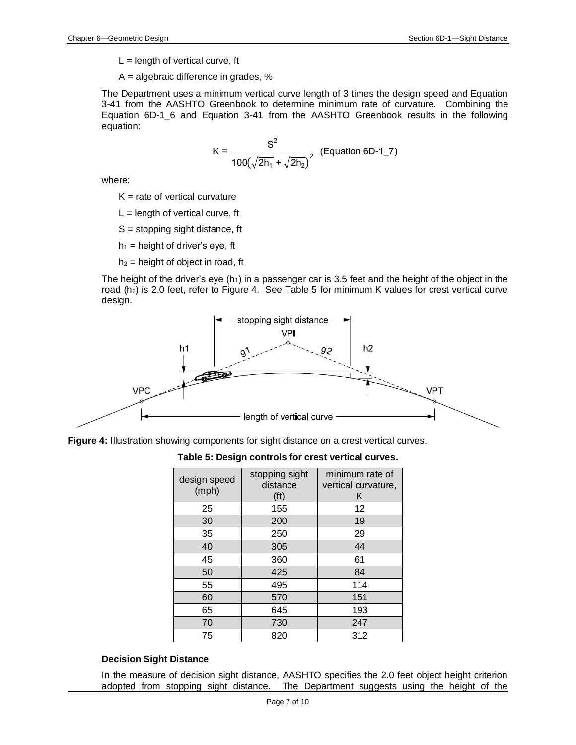L = length of vertical curve, ft

A = algebraic difference in grades, %

The Department uses a minimum vertical curve length of 3 times the design speed and Equation 3-41 from the AASHTO Greenbook to determine minimum rate of curvature. Combining the Equation 6D-1_6 and Equation 3-41 from the AASHTO Greenbook results in the following equation:

$$K = \frac{S^2}{100\left(\sqrt{2h_1} + \sqrt{2h_2}\right)^2} \quad \text{(Equation 6D-1\_7)}$$

where:

K = rate of vertical curvature

L = length of vertical curve, ft

S = stopping sight distance, ft

$h_1$ = height of driver's eye, ft

$h_2$ = height of object in road, ft

The height of the driver's eye ($h_1$) in a passenger car is 3.5 feet and the height of the object in the road ($h_2$) is 2.0 feet, refer to Figure 4. See Table 5 for minimum K values for crest vertical curve design.

**Figure 4:** Illustration showing components for sight distance on a crest vertical curves.

**Table 5: Design controls for crest vertical curves.**

| design speed (mph) | stopping sight distance (ft) | minimum rate of vertical curvature, K |
|---|---|---|
| 25 | 155 | 12 |
| 30 | 200 | 19 |
| 35 | 250 | 29 |
| 40 | 305 | 44 |
| 45 | 360 | 61 |
| 50 | 425 | 84 |
| 55 | 495 | 114 |
| 60 | 570 | 151 |
| 65 | 645 | 193 |
| 70 | 730 | 247 |
| 75 | 820 | 312 |

**Decision Sight Distance**

In the measure of decision sight distance, AASHTO specifies the 2.0 feet object height criterion adopted from stopping sight distance. The Department suggests using the height of the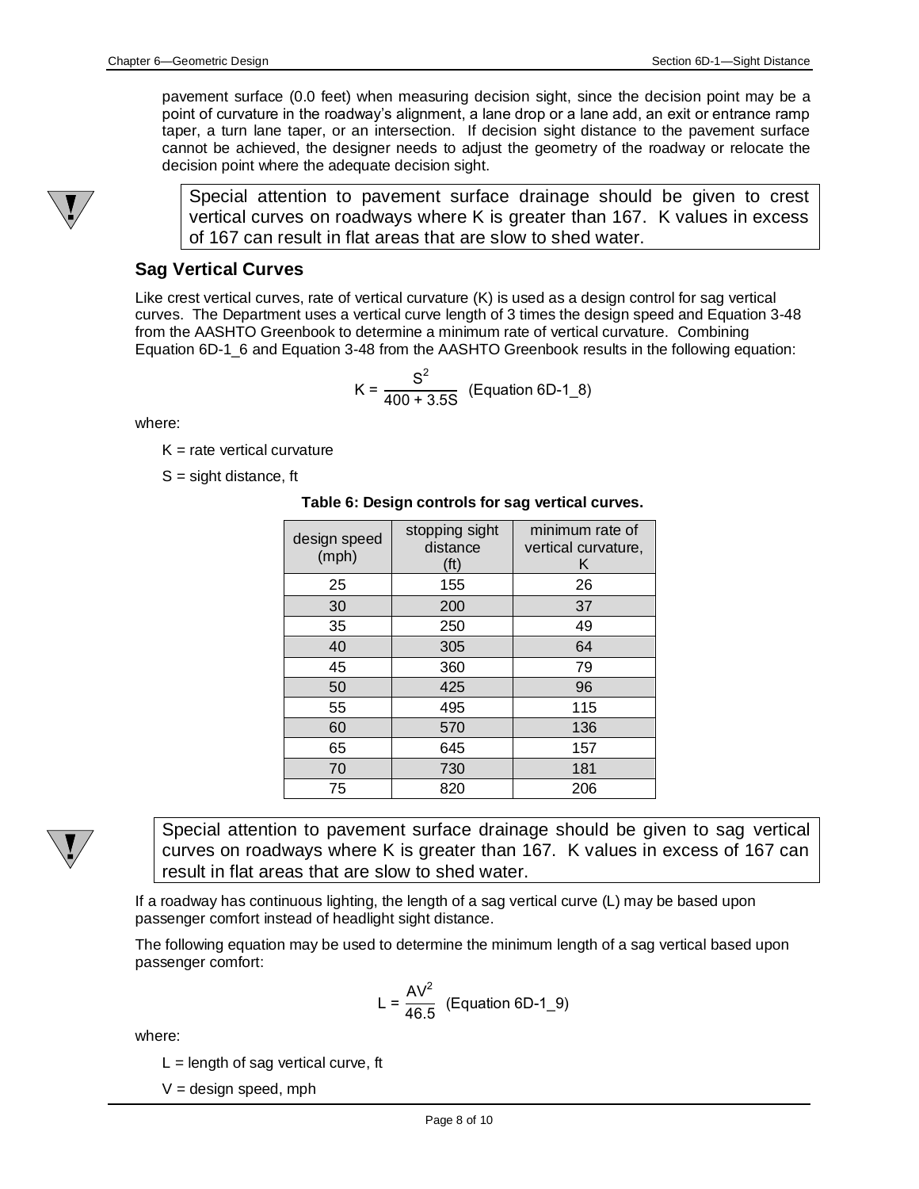pavement surface (0.0 feet) when measuring decision sight, since the decision point may be a point of curvature in the roadway's alignment, a lane drop or a lane add, an exit or entrance ramp taper, a turn lane taper, or an intersection. If decision sight distance to the pavement surface cannot be achieved, the designer needs to adjust the geometry of the roadway or relocate the decision point where the adequate decision sight.

> Special attention to pavement surface drainage should be given to crest vertical curves on roadways where K is greater than 167. K values in excess of 167 can result in flat areas that are slow to shed water.

### Sag Vertical Curves

Like crest vertical curves, rate of vertical curvature (K) is used as a design control for sag vertical curves. The Department uses a vertical curve length of 3 times the design speed and Equation 3-48 from the AASHTO Greenbook to determine a minimum rate of vertical curvature. Combining Equation 6D-1_6 and Equation 3-48 from the AASHTO Greenbook results in the following equation:

$$K = \frac{S^2}{400 + 3.5S} \quad \text{(Equation 6D-1\_8)}$$

where:

K = rate vertical curvature

S = sight distance, ft

**Table 6: Design controls for sag vertical curves.**

| design speed (mph) | stopping sight distance (ft) | minimum rate of vertical curvature, K |
|---|---|---|
| 25 | 155 | 26 |
| 30 | 200 | 37 |
| 35 | 250 | 49 |
| 40 | 305 | 64 |
| 45 | 360 | 79 |
| 50 | 425 | 96 |
| 55 | 495 | 115 |
| 60 | 570 | 136 |
| 65 | 645 | 157 |
| 70 | 730 | 181 |
| 75 | 820 | 206 |

> Special attention to pavement surface drainage should be given to sag vertical curves on roadways where K is greater than 167. K values in excess of 167 can result in flat areas that are slow to shed water.

If a roadway has continuous lighting, the length of a sag vertical curve (L) may be based upon passenger comfort instead of headlight sight distance.

The following equation may be used to determine the minimum length of a sag vertical based upon passenger comfort:

$$L = \frac{AV^2}{46.5} \quad \text{(Equation 6D-1\_9)}$$

where:

L = length of sag vertical curve, ft

V = design speed, mph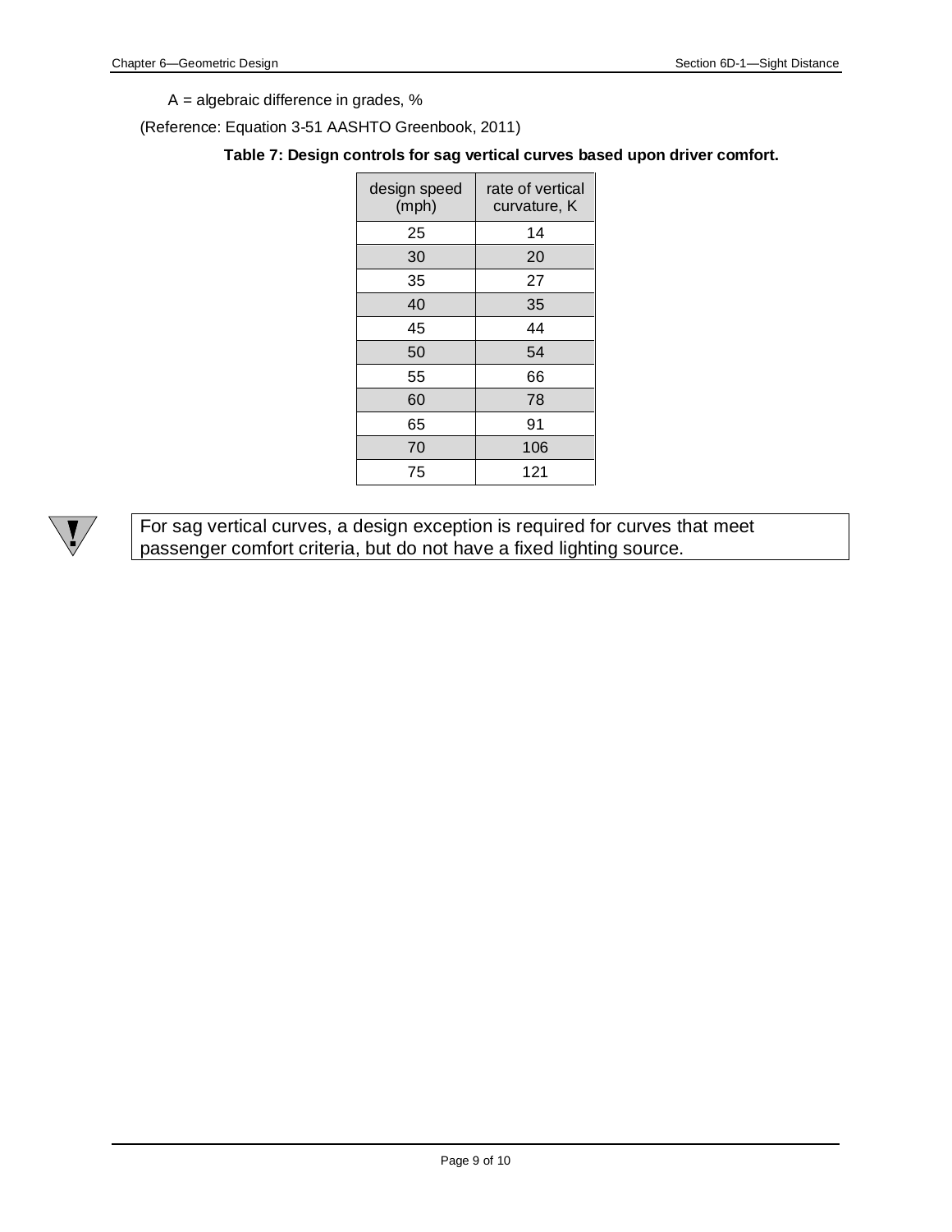A = algebraic difference in grades, %

(Reference: Equation 3-51 AASHTO Greenbook, 2011)

**Table 7: Design controls for sag vertical curves based upon driver comfort.**

| design speed (mph) | rate of vertical curvature, K |
|---|---|
| 25 | 14 |
| 30 | 20 |
| 35 | 27 |
| 40 | 35 |
| 45 | 44 |
| 50 | 54 |
| 55 | 66 |
| 60 | 78 |
| 65 | 91 |
| 70 | 106 |
| 75 | 121 |

For sag vertical curves, a design exception is required for curves that meet passenger comfort criteria, but do not have a fixed lighting source.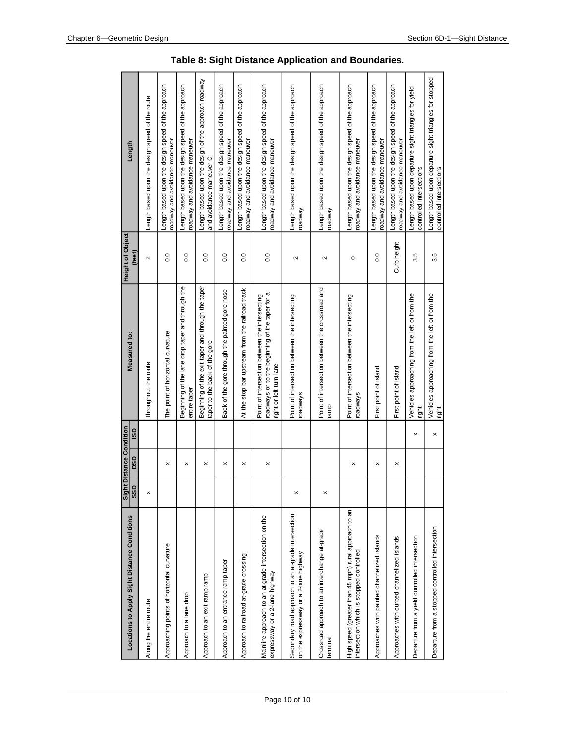**Table 8: Sight Distance Application and Boundaries.**

| Locations to Apply Sight Distance Conditions | Sight Distance Condition | | | Measured to: | Height of Object (feet) | Length |
|---|---|---|---|---|---|---|
| | SSD | DSD | ISD | | | |
| Along the entire route | x | | | Throughout the route | 2 | Length based upon the design speed of the route |
| Approaching points of horizontal curvature | | x | | The point of horizontal curvature | 0.0 | Length based upon the design speed of the approach roadway and avoidance maneuver |
| Approach to a lane drop | | x | | Beginning of the lane drop taper and through the entire taper | 0.0 | Length based upon the design speed of the approach roadway and avoidance maneuver |
| Approach to an exit ramp ramp | | x | | Beginning of the exit taper and through the taper taper to the back of the gore | 0.0 | Length based upon the design of the approach roadway and avoidance maneuver C |
| Approach to an entrance ramp taper | | x | | Back of the gore through the painted gore nose | 0.0 | Length based upon the design speed of the approach roadway and avoidance maneuver |
| Approach to railroad at-grade crossing | | x | | At the stop bar upstream from the railroad track | 0.0 | Length based upon the design speed of the approach roadway and avoidance maneuver |
| Mainline approach to an at-grade intersection on the expressway or a 2-lane highway | | x | | Point of intersection between the intersecting roadways or to the beginning of the taper for a right or left turn lane | 0.0 | Length based upon the design speed of the approach roadway and avoidance maneuver |
| Secondary road approach to an at-grade intersection on the expressway or a 2-lane highway | x | | | Point of intersection between the intersecting roadways | 2 | Length based upon the design speed of the approach roadway |
| Crossroad approach to an interchange at-grade terminal | x | | | Point of intersection between the crossroad and ramp | 2 | Length based upon the design speed of the approach roadway |
| High speed (greater than 45 mph) rural approach to an intersection which is stopped controlled | | x | | Point of intersection between the intersecting roadways | 0 | Length based upon the design speed of the approach roadway and avoidance maneuver |
| Approaches with painted channelized islands | | x | | First point of island | 0.0 | Length based upon the design speed of the approach roadway and avoidance maneuver |
| Approaches with curbed channelized islands | | x | | First point of island | Curb height | Length based upon the design speed of the approach roadway and avoidance maneuver |
| Departure from a yield controlled intersection | | | x | Vehicles approaching from the left or from the right | 3.5 | Length based upon departure sight triangles for yield controlled intersections |
| Departure from a stopped controlled intersection | | | x | Vehicles approaching from the left or from the right | 3.5 | Length based upon departure sight triangles for stopped controlled intersections |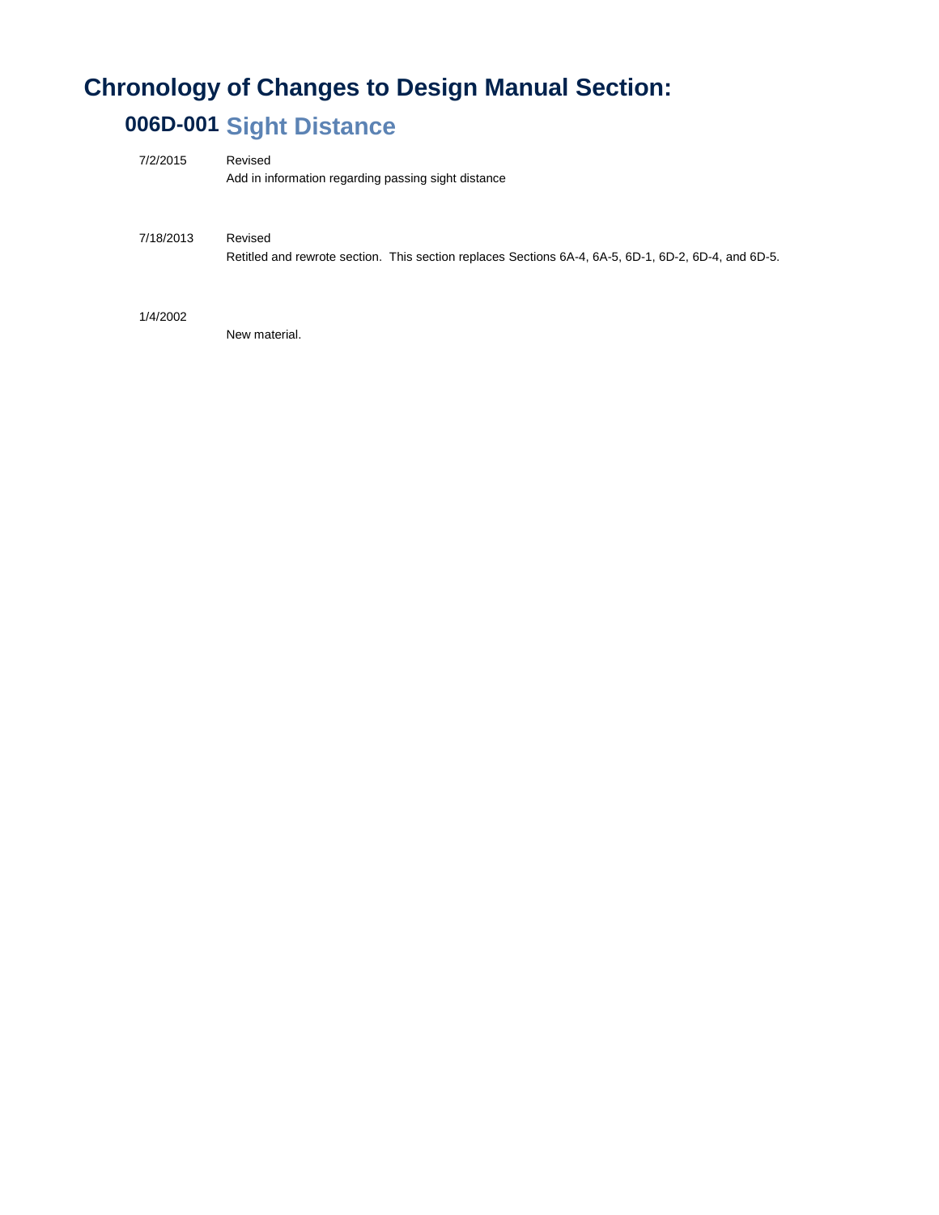# Chronology of Changes to Design Manual Section:

## 006D-001 Sight Distance

| | |
|---|---|
| 7/2/2015 | Revised<br>Add in information regarding passing sight distance |
| 7/18/2013 | Revised<br>Retitled and rewrote section. This section replaces Sections 6A-4, 6A-5, 6D-1, 6D-2, 6D-4, and 6D-5. |
| 1/4/2002 | New material. |